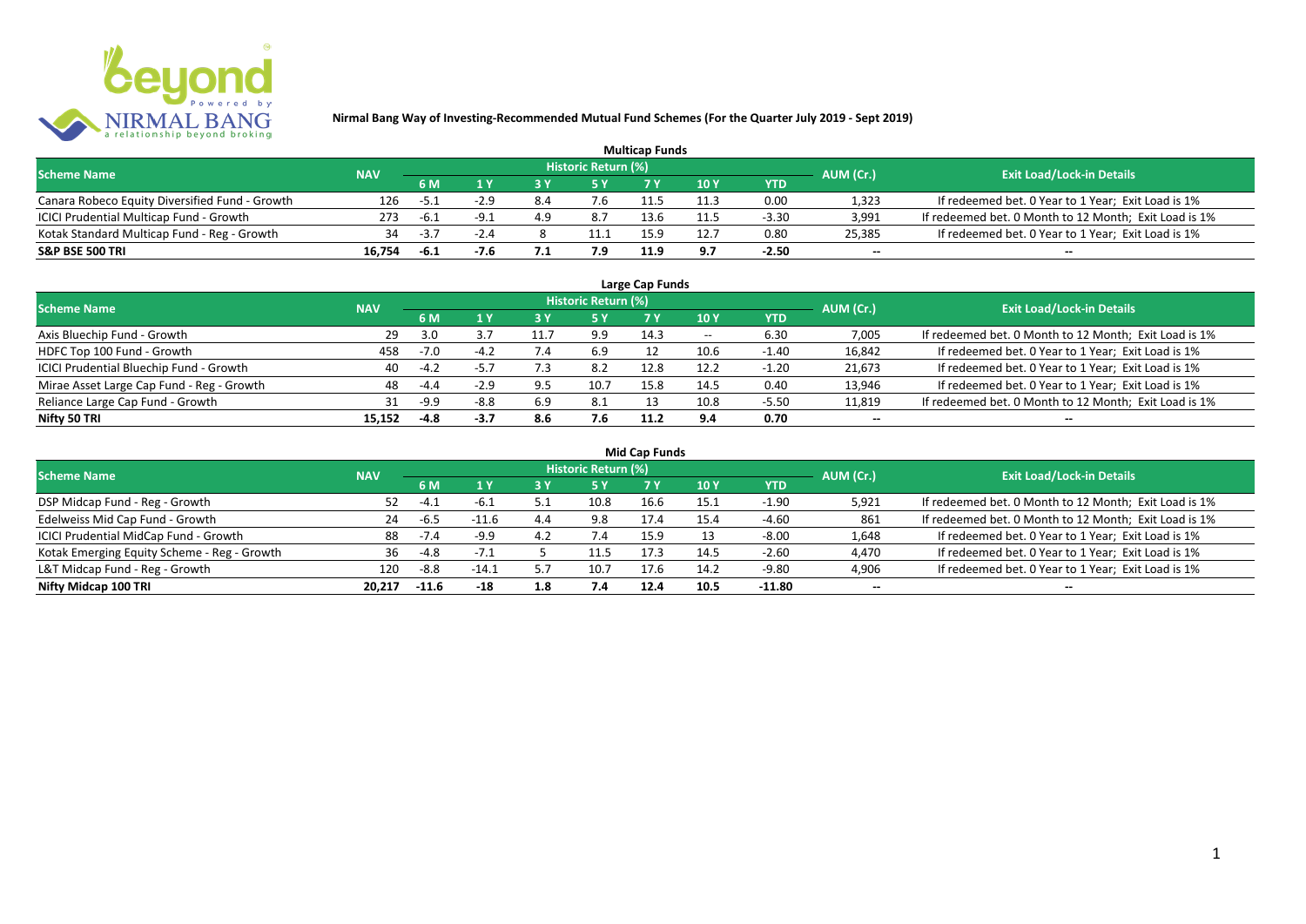## Nirmal Bang Way of Investing-Recommended Mutual Fund Schemes (For the Quarter July 2019 - Sept 2019)

### Multicap Funds

| Scheme Name | NAV | Historic Return (%) | | | | | | | AUM (Cr.) | Exit Load/Lock-in Details |
|---|---|---|---|---|---|---|---|---|---|---|
| | | 6 M | 1 Y | 3 Y | 5 Y | 7 Y | 10 Y | YTD | | |
| Canara Robeco Equity Diversified Fund - Growth | 126 | -5.1 | -2.9 | 8.4 | 7.6 | 11.5 | 11.3 | 0.00 | 1,323 | If redeemed bet. 0 Year to 1 Year; Exit Load is 1% |
| ICICI Prudential Multicap Fund - Growth | 273 | -6.1 | -9.1 | 4.9 | 8.7 | 13.6 | 11.5 | -3.30 | 3,991 | If redeemed bet. 0 Month to 12 Month; Exit Load is 1% |
| Kotak Standard Multicap Fund - Reg - Growth | 34 | -3.7 | -2.4 | 8 | 11.1 | 15.9 | 12.7 | 0.80 | 25,385 | If redeemed bet. 0 Year to 1 Year; Exit Load is 1% |
| **S&P BSE 500 TRI** | **16,754** | **-6.1** | **-7.6** | **7.1** | **7.9** | **11.9** | **9.7** | **-2.50** | -- | -- |

### Large Cap Funds

| Scheme Name | NAV | Historic Return (%) | | | | | | | AUM (Cr.) | Exit Load/Lock-in Details |
|---|---|---|---|---|---|---|---|---|---|---|
| | | 6 M | 1 Y | 3 Y | 5 Y | 7 Y | 10 Y | YTD | | |
| Axis Bluechip Fund - Growth | 29 | 3.0 | 3.7 | 11.7 | 9.9 | 14.3 | -- | 6.30 | 7,005 | If redeemed bet. 0 Month to 12 Month; Exit Load is 1% |
| HDFC Top 100 Fund - Growth | 458 | -7.0 | -4.2 | 7.4 | 6.9 | 12 | 10.6 | -1.40 | 16,842 | If redeemed bet. 0 Year to 1 Year; Exit Load is 1% |
| ICICI Prudential Bluechip Fund - Growth | 40 | -4.2 | -5.7 | 7.3 | 8.2 | 12.8 | 12.2 | -1.20 | 21,673 | If redeemed bet. 0 Year to 1 Year; Exit Load is 1% |
| Mirae Asset Large Cap Fund - Reg - Growth | 48 | -4.4 | -2.9 | 9.5 | 10.7 | 15.8 | 14.5 | 0.40 | 13,946 | If redeemed bet. 0 Year to 1 Year; Exit Load is 1% |
| Reliance Large Cap Fund - Growth | 31 | -9.9 | -8.8 | 6.9 | 8.1 | 13 | 10.8 | -5.50 | 11,819 | If redeemed bet. 0 Month to 12 Month; Exit Load is 1% |
| **Nifty 50 TRI** | **15,152** | **-4.8** | **-3.7** | **8.6** | **7.6** | **11.2** | **9.4** | **0.70** | -- | -- |

### Mid Cap Funds

| Scheme Name | NAV | Historic Return (%) | | | | | | | AUM (Cr.) | Exit Load/Lock-in Details |
|---|---|---|---|---|---|---|---|---|---|---|
| | | 6 M | 1 Y | 3 Y | 5 Y | 7 Y | 10 Y | YTD | | |
| DSP Midcap Fund - Reg - Growth | 52 | -4.1 | -6.1 | 5.1 | 10.8 | 16.6 | 15.1 | -1.90 | 5,921 | If redeemed bet. 0 Month to 12 Month; Exit Load is 1% |
| Edelweiss Mid Cap Fund - Growth | 24 | -6.5 | -11.6 | 4.4 | 9.8 | 17.4 | 15.4 | -4.60 | 861 | If redeemed bet. 0 Month to 12 Month; Exit Load is 1% |
| ICICI Prudential MidCap Fund - Growth | 88 | -7.4 | -9.9 | 4.2 | 7.4 | 15.9 | 13 | -8.00 | 1,648 | If redeemed bet. 0 Year to 1 Year; Exit Load is 1% |
| Kotak Emerging Equity Scheme - Reg - Growth | 36 | -4.8 | -7.1 | 5 | 11.5 | 17.3 | 14.5 | -2.60 | 4,470 | If redeemed bet. 0 Year to 1 Year; Exit Load is 1% |
| L&T Midcap Fund - Reg - Growth | 120 | -8.8 | -14.1 | 5.7 | 10.7 | 17.6 | 14.2 | -9.80 | 4,906 | If redeemed bet. 0 Year to 1 Year; Exit Load is 1% |
| **Nifty Midcap 100 TRI** | **20,217** | **-11.6** | **-18** | **1.8** | **7.4** | **12.4** | **10.5** | **-11.80** | -- | -- |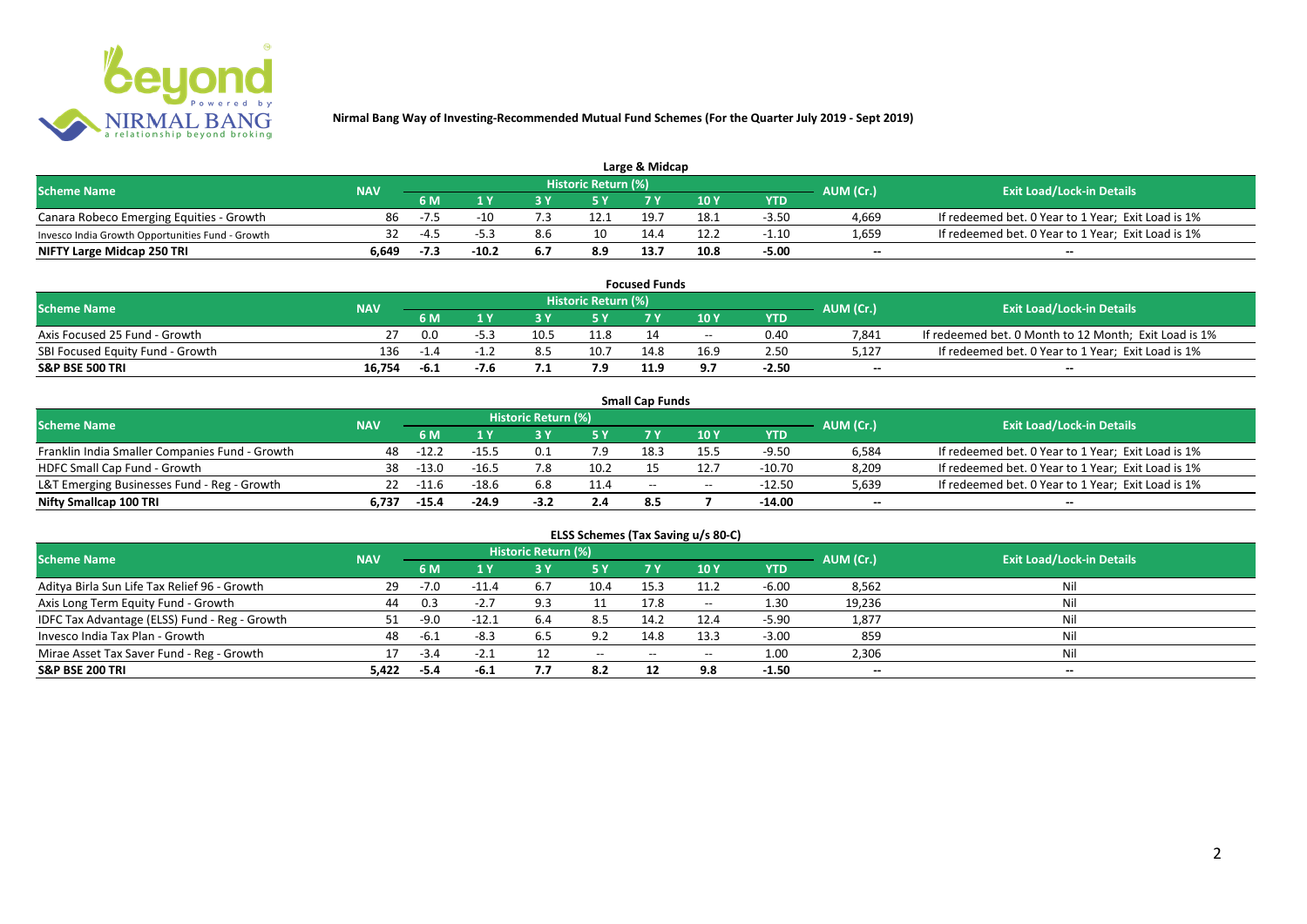Nirmal Bang Way of Investing-Recommended Mutual Fund Schemes (For the Quarter July 2019 - Sept 2019)

## Large & Midcap

| Scheme Name | NAV | Historic Return (%) | | | | | | | AUM (Cr.) | Exit Load/Lock-in Details |
|---|---|---|---|---|---|---|---|---|---|---|
| | | 6 M | 1 Y | 3 Y | 5 Y | 7 Y | 10 Y | YTD | | |
| Canara Robeco Emerging Equities - Growth | 86 | -7.5 | -10 | 7.3 | 12.1 | 19.7 | 18.1 | -3.50 | 4,669 | If redeemed bet. 0 Year to 1 Year; Exit Load is 1% |
| Invesco India Growth Opportunities Fund - Growth | 32 | -4.5 | -5.3 | 8.6 | 10 | 14.4 | 12.2 | -1.10 | 1,659 | If redeemed bet. 0 Year to 1 Year; Exit Load is 1% |
| **NIFTY Large Midcap 250 TRI** | **6,649** | **-7.3** | **-10.2** | **6.7** | **8.9** | **13.7** | **10.8** | **-5.00** | **--** | **--** |

## Focused Funds

| Scheme Name | NAV | Historic Return (%) | | | | | | | AUM (Cr.) | Exit Load/Lock-in Details |
|---|---|---|---|---|---|---|---|---|---|---|
| | | 6 M | 1 Y | 3 Y | 5 Y | 7 Y | 10 Y | YTD | | |
| Axis Focused 25 Fund - Growth | 27 | 0.0 | -5.3 | 10.5 | 11.8 | 14 | -- | 0.40 | 7,841 | If redeemed bet. 0 Month to 12 Month; Exit Load is 1% |
| SBI Focused Equity Fund - Growth | 136 | -1.4 | -1.2 | 8.5 | 10.7 | 14.8 | 16.9 | 2.50 | 5,127 | If redeemed bet. 0 Year to 1 Year; Exit Load is 1% |
| **S&P BSE 500 TRI** | **16,754** | **-6.1** | **-7.6** | **7.1** | **7.9** | **11.9** | **9.7** | **-2.50** | **--** | **--** |

## Small Cap Funds

| Scheme Name | NAV | Historic Return (%) | | | | | | | AUM (Cr.) | Exit Load/Lock-in Details |
|---|---|---|---|---|---|---|---|---|---|---|
| | | 6 M | 1 Y | 3 Y | 5 Y | 7 Y | 10 Y | YTD | | |
| Franklin India Smaller Companies Fund - Growth | 48 | -12.2 | -15.5 | 0.1 | 7.9 | 18.3 | 15.5 | -9.50 | 6,584 | If redeemed bet. 0 Year to 1 Year; Exit Load is 1% |
| HDFC Small Cap Fund - Growth | 38 | -13.0 | -16.5 | 7.8 | 10.2 | 15 | 12.7 | -10.70 | 8,209 | If redeemed bet. 0 Year to 1 Year; Exit Load is 1% |
| L&T Emerging Businesses Fund - Reg - Growth | 22 | -11.6 | -18.6 | 6.8 | 11.4 | -- | -- | -12.50 | 5,639 | If redeemed bet. 0 Year to 1 Year; Exit Load is 1% |
| **Nifty Smallcap 100 TRI** | **6,737** | **-15.4** | **-24.9** | **-3.2** | **2.4** | **8.5** | **7** | **-14.00** | **--** | **--** |

## ELSS Schemes (Tax Saving u/s 80-C)

| Scheme Name | NAV | Historic Return (%) | | | | | | | AUM (Cr.) | Exit Load/Lock-in Details |
|---|---|---|---|---|---|---|---|---|---|---|
| | | 6 M | 1 Y | 3 Y | 5 Y | 7 Y | 10 Y | YTD | | |
| Aditya Birla Sun Life Tax Relief 96 - Growth | 29 | -7.0 | -11.4 | 6.7 | 10.4 | 15.3 | 11.2 | -6.00 | 8,562 | Nil |
| Axis Long Term Equity Fund - Growth | 44 | 0.3 | -2.7 | 9.3 | 11 | 17.8 | -- | 1.30 | 19,236 | Nil |
| IDFC Tax Advantage (ELSS) Fund - Reg - Growth | 51 | -9.0 | -12.1 | 6.4 | 8.5 | 14.2 | 12.4 | -5.90 | 1,877 | Nil |
| Invesco India Tax Plan - Growth | 48 | -6.1 | -8.3 | 6.5 | 9.2 | 14.8 | 13.3 | -3.00 | 859 | Nil |
| Mirae Asset Tax Saver Fund - Reg - Growth | 17 | -3.4 | -2.1 | 12 | -- | -- | -- | 1.00 | 2,306 | Nil |
| **S&P BSE 200 TRI** | **5,422** | **-5.4** | **-6.1** | **7.7** | **8.2** | **12** | **9.8** | **-1.50** | **--** | **--** |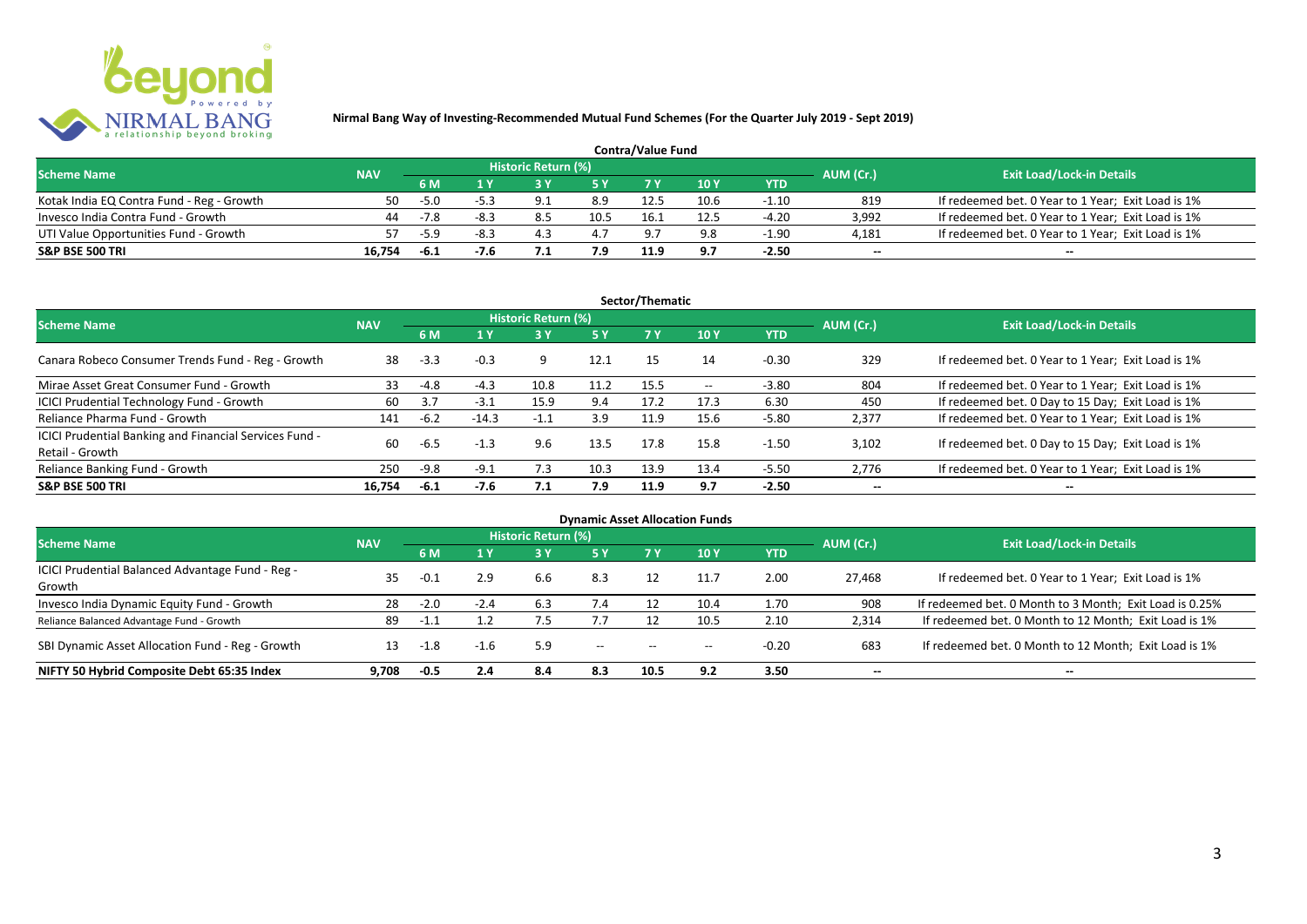**Nirmal Bang Way of Investing-Recommended Mutual Fund Schemes (For the Quarter July 2019 - Sept 2019)**

## Contra/Value Fund

| Scheme Name | NAV | Historic Return (%) | | | | | | | AUM (Cr.) | Exit Load/Lock-in Details |
|---|---|---|---|---|---|---|---|---|---|---|
| | | 6 M | 1 Y | 3 Y | 5 Y | 7 Y | 10 Y | YTD | | |
| Kotak India EQ Contra Fund - Reg - Growth | 50 | -5.0 | -5.3 | 9.1 | 8.9 | 12.5 | 10.6 | -1.10 | 819 | If redeemed bet. 0 Year to 1 Year; Exit Load is 1% |
| Invesco India Contra Fund - Growth | 44 | -7.8 | -8.3 | 8.5 | 10.5 | 16.1 | 12.5 | -4.20 | 3,992 | If redeemed bet. 0 Year to 1 Year; Exit Load is 1% |
| UTI Value Opportunities Fund - Growth | 57 | -5.9 | -8.3 | 4.3 | 4.7 | 9.7 | 9.8 | -1.90 | 4,181 | If redeemed bet. 0 Year to 1 Year; Exit Load is 1% |
| **S&P BSE 500 TRI** | **16,754** | **-6.1** | **-7.6** | **7.1** | **7.9** | **11.9** | **9.7** | **-2.50** | -- | -- |

## Sector/Thematic

| Scheme Name | NAV | Historic Return (%) | | | | | | | AUM (Cr.) | Exit Load/Lock-in Details |
|---|---|---|---|---|---|---|---|---|---|---|
| | | 6 M | 1 Y | 3 Y | 5 Y | 7 Y | 10 Y | YTD | | |
| Canara Robeco Consumer Trends Fund - Reg - Growth | 38 | -3.3 | -0.3 | 9 | 12.1 | 15 | 14 | -0.30 | 329 | If redeemed bet. 0 Year to 1 Year; Exit Load is 1% |
| Mirae Asset Great Consumer Fund - Growth | 33 | -4.8 | -4.3 | 10.8 | 11.2 | 15.5 | -- | -3.80 | 804 | If redeemed bet. 0 Year to 1 Year; Exit Load is 1% |
| ICICI Prudential Technology Fund - Growth | 60 | 3.7 | -3.1 | 15.9 | 9.4 | 17.2 | 17.3 | 6.30 | 450 | If redeemed bet. 0 Day to 15 Day; Exit Load is 1% |
| Reliance Pharma Fund - Growth | 141 | -6.2 | -14.3 | -1.1 | 3.9 | 11.9 | 15.6 | -5.80 | 2,377 | If redeemed bet. 0 Year to 1 Year; Exit Load is 1% |
| ICICI Prudential Banking and Financial Services Fund - Retail - Growth | 60 | -6.5 | -1.3 | 9.6 | 13.5 | 17.8 | 15.8 | -1.50 | 3,102 | If redeemed bet. 0 Day to 15 Day; Exit Load is 1% |
| Reliance Banking Fund - Growth | 250 | -9.8 | -9.1 | 7.3 | 10.3 | 13.9 | 13.4 | -5.50 | 2,776 | If redeemed bet. 0 Year to 1 Year; Exit Load is 1% |
| **S&P BSE 500 TRI** | **16,754** | **-6.1** | **-7.6** | **7.1** | **7.9** | **11.9** | **9.7** | **-2.50** | -- | -- |

## Dynamic Asset Allocation Funds

| Scheme Name | NAV | Historic Return (%) | | | | | | | AUM (Cr.) | Exit Load/Lock-in Details |
|---|---|---|---|---|---|---|---|---|---|---|
| | | 6 M | 1 Y | 3 Y | 5 Y | 7 Y | 10 Y | YTD | | |
| ICICI Prudential Balanced Advantage Fund - Reg - Growth | 35 | -0.1 | 2.9 | 6.6 | 8.3 | 12 | 11.7 | 2.00 | 27,468 | If redeemed bet. 0 Year to 1 Year; Exit Load is 1% |
| Invesco India Dynamic Equity Fund - Growth | 28 | -2.0 | -2.4 | 6.3 | 7.4 | 12 | 10.4 | 1.70 | 908 | If redeemed bet. 0 Month to 3 Month; Exit Load is 0.25% |
| Reliance Balanced Advantage Fund - Growth | 89 | -1.1 | 1.2 | 7.5 | 7.7 | 12 | 10.5 | 2.10 | 2,314 | If redeemed bet. 0 Month to 12 Month; Exit Load is 1% |
| SBI Dynamic Asset Allocation Fund - Reg - Growth | 13 | -1.8 | -1.6 | 5.9 | -- | -- | -- | -0.20 | 683 | If redeemed bet. 0 Month to 12 Month; Exit Load is 1% |
| **NIFTY 50 Hybrid Composite Debt 65:35 Index** | **9,708** | **-0.5** | **2.4** | **8.4** | **8.3** | **10.5** | **9.2** | **3.50** | -- | -- |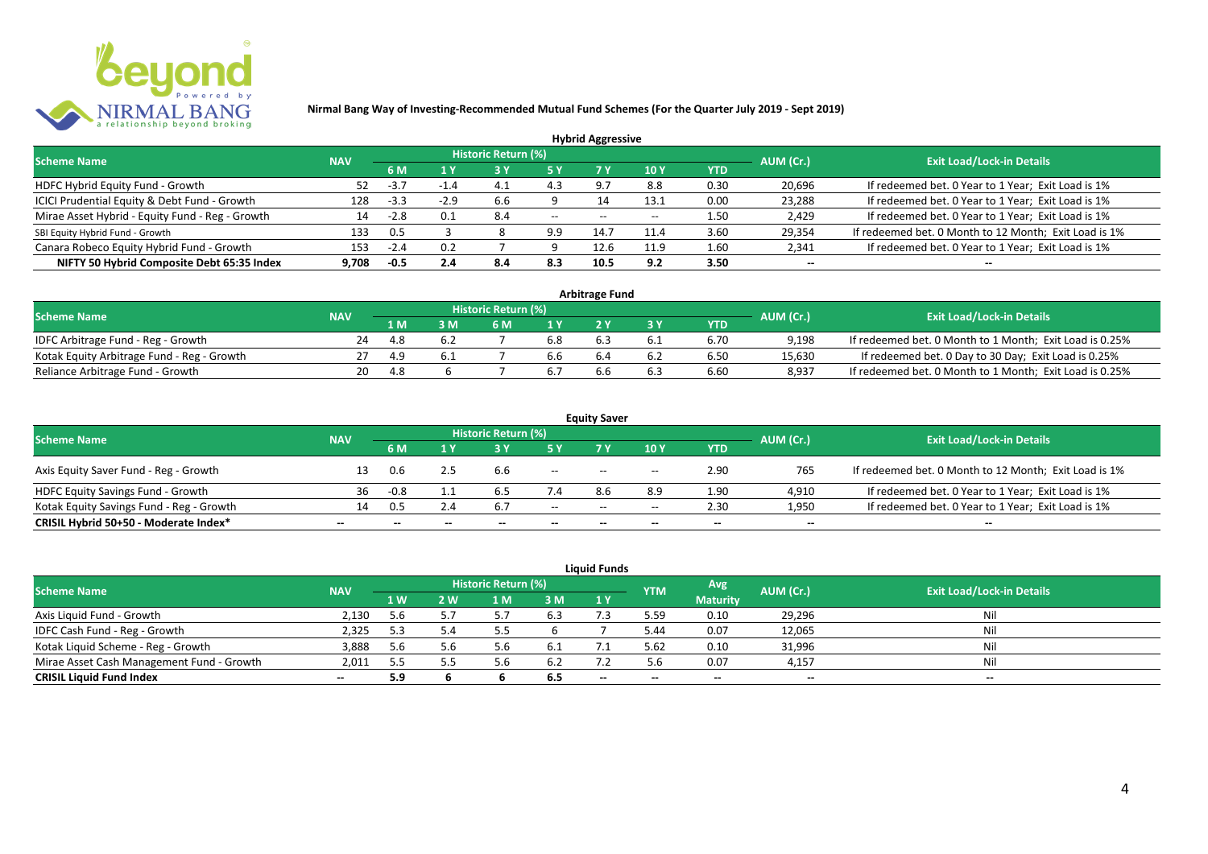**Nirmal Bang Way of Investing-Recommended Mutual Fund Schemes (For the Quarter July 2019 - Sept 2019)**

## Hybrid Aggressive

| Scheme Name | NAV | Historic Return (%) | | | | | | | AUM (Cr.) | Exit Load/Lock-in Details |
|---|---|---|---|---|---|---|---|---|---|---|
| | | 6 M | 1 Y | 3 Y | 5 Y | 7 Y | 10 Y | YTD | | |
| HDFC Hybrid Equity Fund - Growth | 52 | -3.7 | -1.4 | 4.1 | 4.3 | 9.7 | 8.8 | 0.30 | 20,696 | If redeemed bet. 0 Year to 1 Year; Exit Load is 1% |
| ICICI Prudential Equity & Debt Fund - Growth | 128 | -3.3 | -2.9 | 6.6 | 9 | 14 | 13.1 | 0.00 | 23,288 | If redeemed bet. 0 Year to 1 Year; Exit Load is 1% |
| Mirae Asset Hybrid - Equity Fund - Reg - Growth | 14 | -2.8 | 0.1 | 8.4 | -- | -- | -- | 1.50 | 2,429 | If redeemed bet. 0 Year to 1 Year; Exit Load is 1% |
| SBI Equity Hybrid Fund - Growth | 133 | 0.5 | 3 | 8 | 9.9 | 14.7 | 11.4 | 3.60 | 29,354 | If redeemed bet. 0 Month to 12 Month; Exit Load is 1% |
| Canara Robeco Equity Hybrid Fund - Growth | 153 | -2.4 | 0.2 | 7 | 9 | 12.6 | 11.9 | 1.60 | 2,341 | If redeemed bet. 0 Year to 1 Year; Exit Load is 1% |
| **NIFTY 50 Hybrid Composite Debt 65:35 Index** | **9,708** | **-0.5** | **2.4** | **8.4** | **8.3** | **10.5** | **9.2** | **3.50** | **--** | **--** |

## Arbitrage Fund

| Scheme Name | NAV | Historic Return (%) | | | | | | | AUM (Cr.) | Exit Load/Lock-in Details |
|---|---|---|---|---|---|---|---|---|---|---|
| | | 1 M | 3 M | 6 M | 1 Y | 2 Y | 3 Y | YTD | | |
| IDFC Arbitrage Fund - Reg - Growth | 24 | 4.8 | 6.2 | 7 | 6.8 | 6.3 | 6.1 | 6.70 | 9,198 | If redeemed bet. 0 Month to 1 Month; Exit Load is 0.25% |
| Kotak Equity Arbitrage Fund - Reg - Growth | 27 | 4.9 | 6.1 | 7 | 6.6 | 6.4 | 6.2 | 6.50 | 15,630 | If redeemed bet. 0 Day to 30 Day; Exit Load is 0.25% |
| Reliance Arbitrage Fund - Growth | 20 | 4.8 | 6 | 7 | 6.7 | 6.6 | 6.3 | 6.60 | 8,937 | If redeemed bet. 0 Month to 1 Month; Exit Load is 0.25% |

## Equity Saver

| Scheme Name | NAV | Historic Return (%) | | | | | | | AUM (Cr.) | Exit Load/Lock-in Details |
|---|---|---|---|---|---|---|---|---|---|---|
| | | 6 M | 1 Y | 3 Y | 5 Y | 7 Y | 10 Y | YTD | | |
| Axis Equity Saver Fund - Reg - Growth | 13 | 0.6 | 2.5 | 6.6 | -- | -- | -- | 2.90 | 765 | If redeemed bet. 0 Month to 12 Month; Exit Load is 1% |
| HDFC Equity Savings Fund - Growth | 36 | -0.8 | 1.1 | 6.5 | 7.4 | 8.6 | 8.9 | 1.90 | 4,910 | If redeemed bet. 0 Year to 1 Year; Exit Load is 1% |
| Kotak Equity Savings Fund - Reg - Growth | 14 | 0.5 | 2.4 | 6.7 | -- | -- | -- | 2.30 | 1,950 | If redeemed bet. 0 Year to 1 Year; Exit Load is 1% |
| **CRISIL Hybrid 50+50 - Moderate Index*** | **--** | **--** | **--** | **--** | **--** | **--** | **--** | **--** | **--** | **--** |

## Liquid Funds

| Scheme Name | NAV | Historic Return (%) | | | | | YTM | Avg Maturity | AUM (Cr.) | Exit Load/Lock-in Details |
|---|---|---|---|---|---|---|---|---|---|---|
| | | 1 W | 2 W | 1 M | 3 M | 1 Y | | | | |
| Axis Liquid Fund - Growth | 2,130 | 5.6 | 5.7 | 5.7 | 6.3 | 7.3 | 5.59 | 0.10 | 29,296 | Nil |
| IDFC Cash Fund - Reg - Growth | 2,325 | 5.3 | 5.4 | 5.5 | 6 | 7 | 5.44 | 0.07 | 12,065 | Nil |
| Kotak Liquid Scheme - Reg - Growth | 3,888 | 5.6 | 5.6 | 5.6 | 6.1 | 7.1 | 5.62 | 0.10 | 31,996 | Nil |
| Mirae Asset Cash Management Fund - Growth | 2,011 | 5.5 | 5.5 | 5.6 | 6.2 | 7.2 | 5.6 | 0.07 | 4,157 | Nil |
| **CRISIL Liquid Fund Index** | **--** | **5.9** | **6** | **6** | **6.5** | **--** | **--** | **--** | **--** | **--** |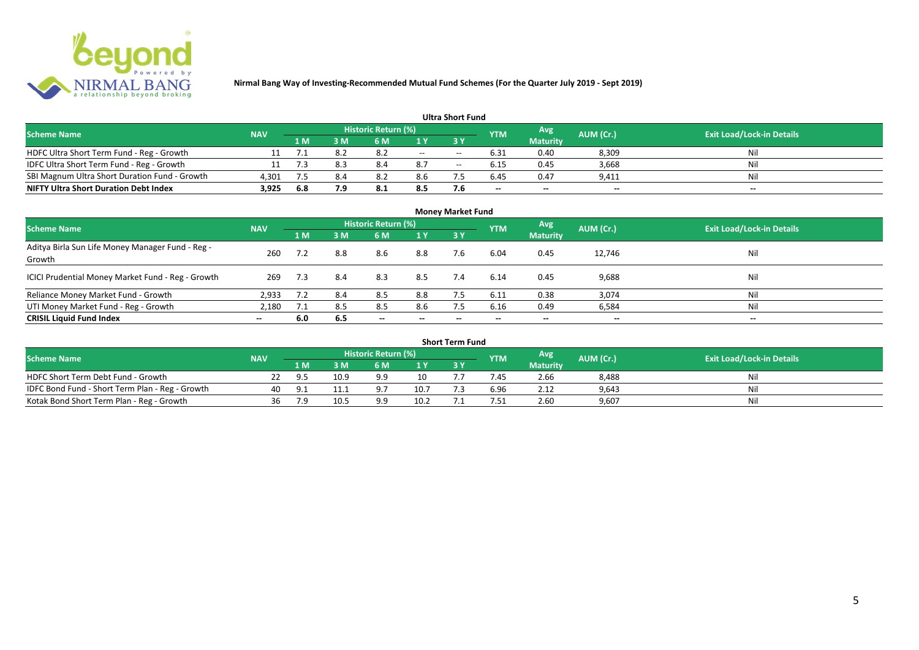**Nirmal Bang Way of Investing-Recommended Mutual Fund Schemes (For the Quarter July 2019 - Sept 2019)**

## Ultra Short Fund

| Scheme Name | NAV | Historic Return (%) | | | | | YTM | Avg Maturity | AUM (Cr.) | Exit Load/Lock-in Details |
|---|---|---|---|---|---|---|---|---|---|---|
| | | 1 M | 3 M | 6 M | 1 Y | 3 Y | | | | |
| HDFC Ultra Short Term Fund - Reg - Growth | 11 | 7.1 | 8.2 | 8.2 | -- | -- | 6.31 | 0.40 | 8,309 | Nil |
| IDFC Ultra Short Term Fund - Reg - Growth | 11 | 7.3 | 8.3 | 8.4 | 8.7 | -- | 6.15 | 0.45 | 3,668 | Nil |
| SBI Magnum Ultra Short Duration Fund - Growth | 4,301 | 7.5 | 8.4 | 8.2 | 8.6 | 7.5 | 6.45 | 0.47 | 9,411 | Nil |
| **NIFTY Ultra Short Duration Debt Index** | **3,925** | **6.8** | **7.9** | **8.1** | **8.5** | **7.6** | **--** | **--** | **--** | **--** |

## Money Market Fund

| Scheme Name | NAV | Historic Return (%) | | | | | YTM | Avg Maturity | AUM (Cr.) | Exit Load/Lock-in Details |
|---|---|---|---|---|---|---|---|---|---|---|
| | | 1 M | 3 M | 6 M | 1 Y | 3 Y | | | | |
| Aditya Birla Sun Life Money Manager Fund - Reg - Growth | 260 | 7.2 | 8.8 | 8.6 | 8.8 | 7.6 | 6.04 | 0.45 | 12,746 | Nil |
| ICICI Prudential Money Market Fund - Reg - Growth | 269 | 7.3 | 8.4 | 8.3 | 8.5 | 7.4 | 6.14 | 0.45 | 9,688 | Nil |
| Reliance Money Market Fund - Growth | 2,933 | 7.2 | 8.4 | 8.5 | 8.8 | 7.5 | 6.11 | 0.38 | 3,074 | Nil |
| UTI Money Market Fund - Reg - Growth | 2,180 | 7.1 | 8.5 | 8.5 | 8.6 | 7.5 | 6.16 | 0.49 | 6,584 | Nil |
| **CRISIL Liquid Fund Index** | **--** | **6.0** | **6.5** | **--** | **--** | **--** | **--** | **--** | **--** | **--** |

## Short Term Fund

| Scheme Name | NAV | Historic Return (%) | | | | | YTM | Avg Maturity | AUM (Cr.) | Exit Load/Lock-in Details |
|---|---|---|---|---|---|---|---|---|---|---|
| | | 1 M | 3 M | 6 M | 1 Y | 3 Y | | | | |
| HDFC Short Term Debt Fund - Growth | 22 | 9.5 | 10.9 | 9.9 | 10 | 7.7 | 7.45 | 2.66 | 8,488 | Nil |
| IDFC Bond Fund - Short Term Plan - Reg - Growth | 40 | 9.1 | 11.1 | 9.7 | 10.7 | 7.3 | 6.96 | 2.12 | 9,643 | Nil |
| Kotak Bond Short Term Plan - Reg - Growth | 36 | 7.9 | 10.5 | 9.9 | 10.2 | 7.1 | 7.51 | 2.60 | 9,607 | Nil |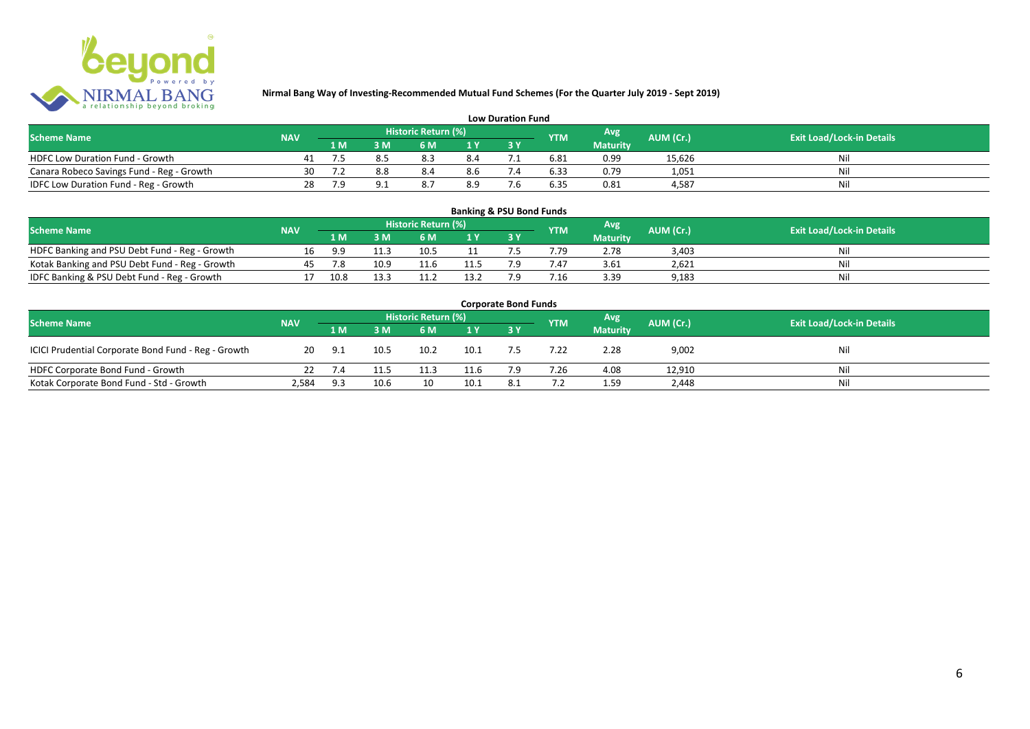# Nirmal Bang Way of Investing-Recommended Mutual Fund Schemes (For the Quarter July 2019 - Sept 2019)

## Low Duration Fund

| Scheme Name | NAV | Historic Return (%) | | | | | YTM | Avg Maturity | AUM (Cr.) | Exit Load/Lock-in Details |
|---|---|---|---|---|---|---|---|---|---|---|
| | | 1 M | 3 M | 6 M | 1 Y | 3 Y | | | | |
| HDFC Low Duration Fund - Growth | 41 | 7.5 | 8.5 | 8.3 | 8.4 | 7.1 | 6.81 | 0.99 | 15,626 | Nil |
| Canara Robeco Savings Fund - Reg - Growth | 30 | 7.2 | 8.8 | 8.4 | 8.6 | 7.4 | 6.33 | 0.79 | 1,051 | Nil |
| IDFC Low Duration Fund - Reg - Growth | 28 | 7.9 | 9.1 | 8.7 | 8.9 | 7.6 | 6.35 | 0.81 | 4,587 | Nil |

## Banking & PSU Bond Funds

| Scheme Name | NAV | Historic Return (%) | | | | | YTM | Avg Maturity | AUM (Cr.) | Exit Load/Lock-in Details |
|---|---|---|---|---|---|---|---|---|---|---|
| | | 1 M | 3 M | 6 M | 1 Y | 3 Y | | | | |
| HDFC Banking and PSU Debt Fund - Reg - Growth | 16 | 9.9 | 11.3 | 10.5 | 11 | 7.5 | 7.79 | 2.78 | 3,403 | Nil |
| Kotak Banking and PSU Debt Fund - Reg - Growth | 45 | 7.8 | 10.9 | 11.6 | 11.5 | 7.9 | 7.47 | 3.61 | 2,621 | Nil |
| IDFC Banking & PSU Debt Fund - Reg - Growth | 17 | 10.8 | 13.3 | 11.2 | 13.2 | 7.9 | 7.16 | 3.39 | 9,183 | Nil |

## Corporate Bond Funds

| Scheme Name | NAV | Historic Return (%) | | | | | YTM | Avg Maturity | AUM (Cr.) | Exit Load/Lock-in Details |
|---|---|---|---|---|---|---|---|---|---|---|
| | | 1 M | 3 M | 6 M | 1 Y | 3 Y | | | | |
| ICICI Prudential Corporate Bond Fund - Reg - Growth | 20 | 9.1 | 10.5 | 10.2 | 10.1 | 7.5 | 7.22 | 2.28 | 9,002 | Nil |
| HDFC Corporate Bond Fund - Growth | 22 | 7.4 | 11.5 | 11.3 | 11.6 | 7.9 | 7.26 | 4.08 | 12,910 | Nil |
| Kotak Corporate Bond Fund - Std - Growth | 2,584 | 9.3 | 10.6 | 10 | 10.1 | 8.1 | 7.2 | 1.59 | 2,448 | Nil |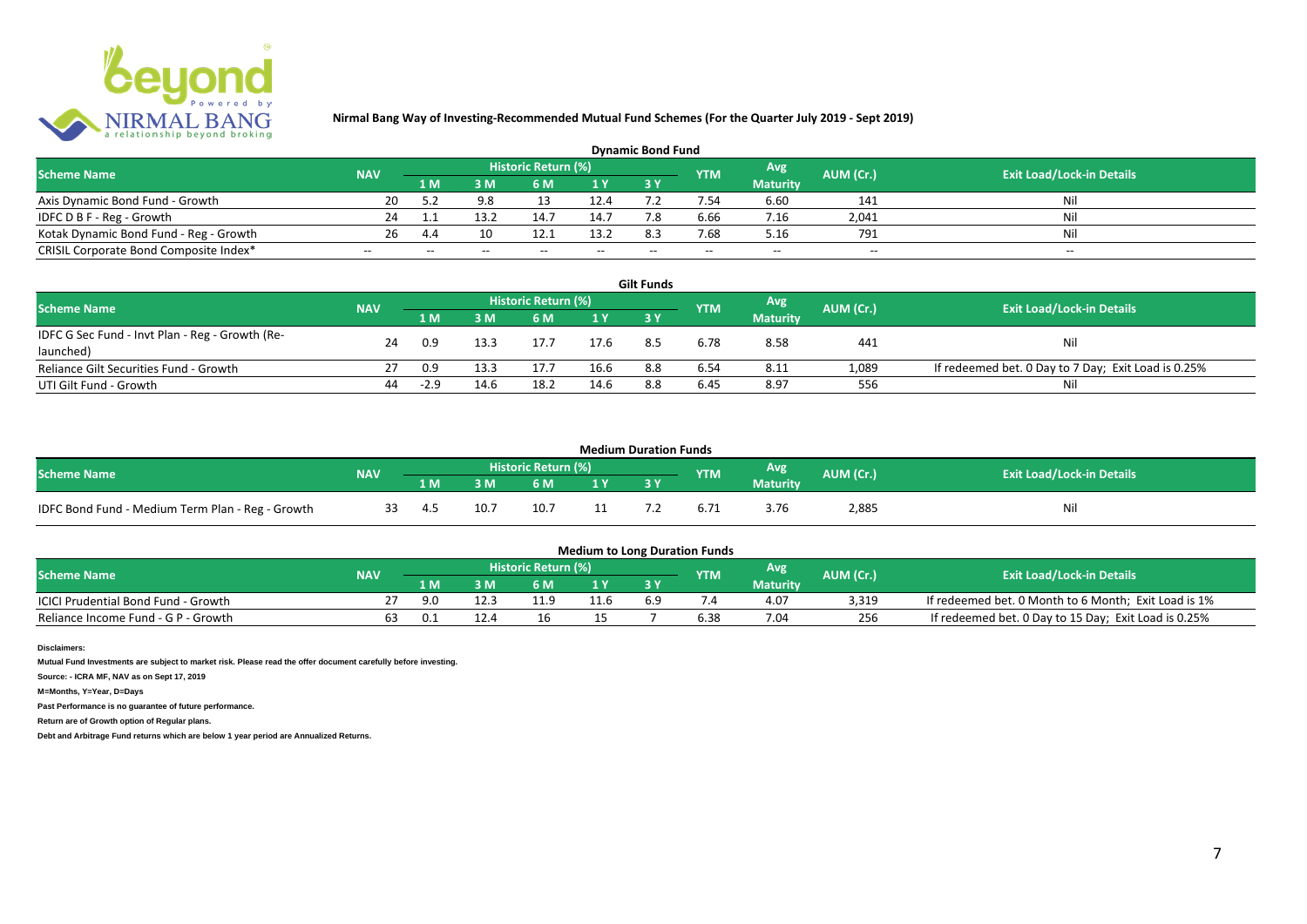**Nirmal Bang Way of Investing-Recommended Mutual Fund Schemes (For the Quarter July 2019 - Sept 2019)**

## Dynamic Bond Fund

| Scheme Name | NAV | Historic Return (%) | | | | | YTM | Avg Maturity | AUM (Cr.) | Exit Load/Lock-in Details |
|---|---|---|---|---|---|---|---|---|---|---|
| | | 1 M | 3 M | 6 M | 1 Y | 3 Y | | | | |
| Axis Dynamic Bond Fund - Growth | 20 | 5.2 | 9.8 | 13 | 12.4 | 7.2 | 7.54 | 6.60 | 141 | Nil |
| IDFC D B F - Reg - Growth | 24 | 1.1 | 13.2 | 14.7 | 14.7 | 7.8 | 6.66 | 7.16 | 2,041 | Nil |
| Kotak Dynamic Bond Fund - Reg - Growth | 26 | 4.4 | 10 | 12.1 | 13.2 | 8.3 | 7.68 | 5.16 | 791 | Nil |
| CRISIL Corporate Bond Composite Index* | -- | -- | -- | -- | -- | -- | -- | -- | -- | -- |

## Gilt Funds

| Scheme Name | NAV | Historic Return (%) | | | | | YTM | Avg Maturity | AUM (Cr.) | Exit Load/Lock-in Details |
|---|---|---|---|---|---|---|---|---|---|---|
| | | 1 M | 3 M | 6 M | 1 Y | 3 Y | | | | |
| IDFC G Sec Fund - Invt Plan - Reg - Growth (Re-launched) | 24 | 0.9 | 13.3 | 17.7 | 17.6 | 8.5 | 6.78 | 8.58 | 441 | Nil |
| Reliance Gilt Securities Fund - Growth | 27 | 0.9 | 13.3 | 17.7 | 16.6 | 8.8 | 6.54 | 8.11 | 1,089 | If redeemed bet. 0 Day to 7 Day; Exit Load is 0.25% |
| UTI Gilt Fund - Growth | 44 | -2.9 | 14.6 | 18.2 | 14.6 | 8.8 | 6.45 | 8.97 | 556 | Nil |

## Medium Duration Funds

| Scheme Name | NAV | Historic Return (%) | | | | | YTM | Avg Maturity | AUM (Cr.) | Exit Load/Lock-in Details |
|---|---|---|---|---|---|---|---|---|---|---|
| | | 1 M | 3 M | 6 M | 1 Y | 3 Y | | | | |
| IDFC Bond Fund - Medium Term Plan - Reg - Growth | 33 | 4.5 | 10.7 | 10.7 | 11 | 7.2 | 6.71 | 3.76 | 2,885 | Nil |

## Medium to Long Duration Funds

| Scheme Name | NAV | Historic Return (%) | | | | | YTM | Avg Maturity | AUM (Cr.) | Exit Load/Lock-in Details |
|---|---|---|---|---|---|---|---|---|---|---|
| | | 1 M | 3 M | 6 M | 1 Y | 3 Y | | | | |
| ICICI Prudential Bond Fund - Growth | 27 | 9.0 | 12.3 | 11.9 | 11.6 | 6.9 | 7.4 | 4.07 | 3,319 | If redeemed bet. 0 Month to 6 Month; Exit Load is 1% |
| Reliance Income Fund - G P - Growth | 63 | 0.1 | 12.4 | 16 | 15 | 7 | 6.38 | 7.04 | 256 | If redeemed bet. 0 Day to 15 Day; Exit Load is 0.25% |

**Disclaimers:**

**Mutual Fund Investments are subject to market risk. Please read the offer document carefully before investing.**

**Source: - ICRA MF, NAV as on Sept 17, 2019**

**M=Months, Y=Year, D=Days**

**Past Performance is no guarantee of future performance.**

**Return are of Growth option of Regular plans.**

**Debt and Arbitrage Fund returns which are below 1 year period are Annualized Returns.**